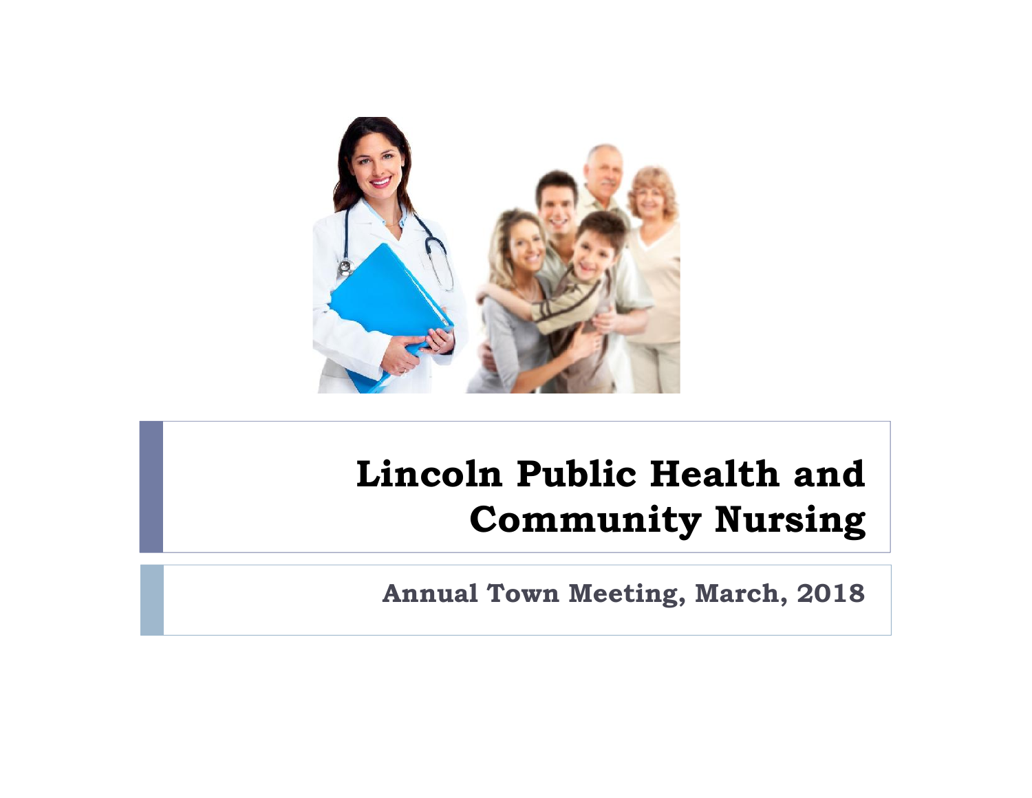# Lincoln Public Health and Community Nursing

## Annual Town Meeting, March, 2018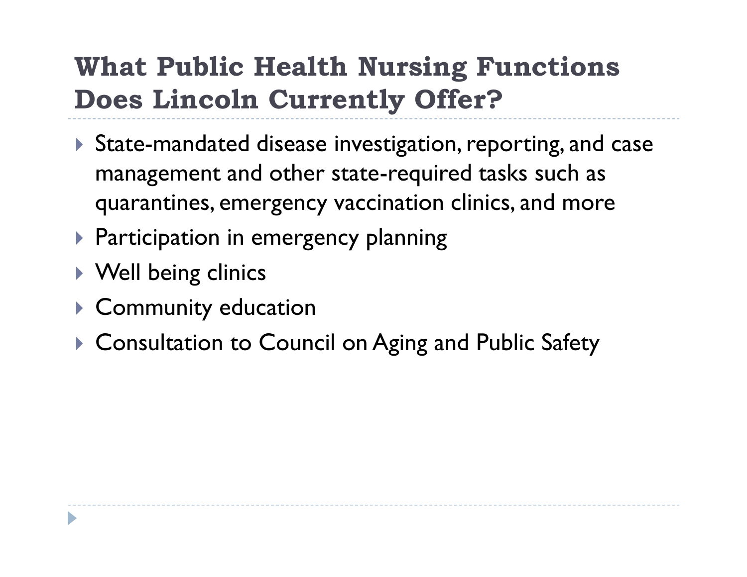# What Public Health Nursing Functions Does Lincoln Currently Offer?

- State-mandated disease investigation, reporting, and case management and other state-required tasks such as quarantines, emergency vaccination clinics, and more
- Participation in emergency planning
- Well being clinics
- Community education
- Consultation to Council on Aging and Public Safety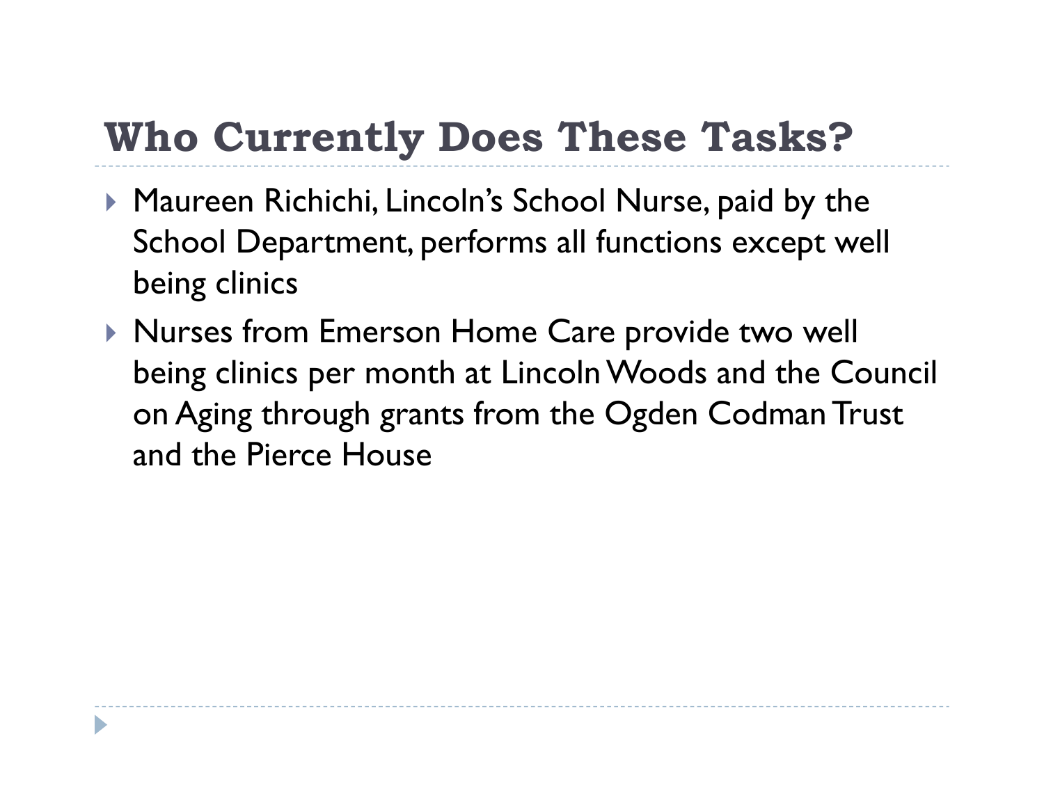## Who Currently Does These Tasks?

- Maureen Richichi, Lincoln's School Nurse, paid by the School Department, performs all functions except well being clinics
- Nurses from Emerson Home Care provide two well being clinics per month at Lincoln Woods and the Council on Aging through grants from the Ogden Codman Trust and the Pierce House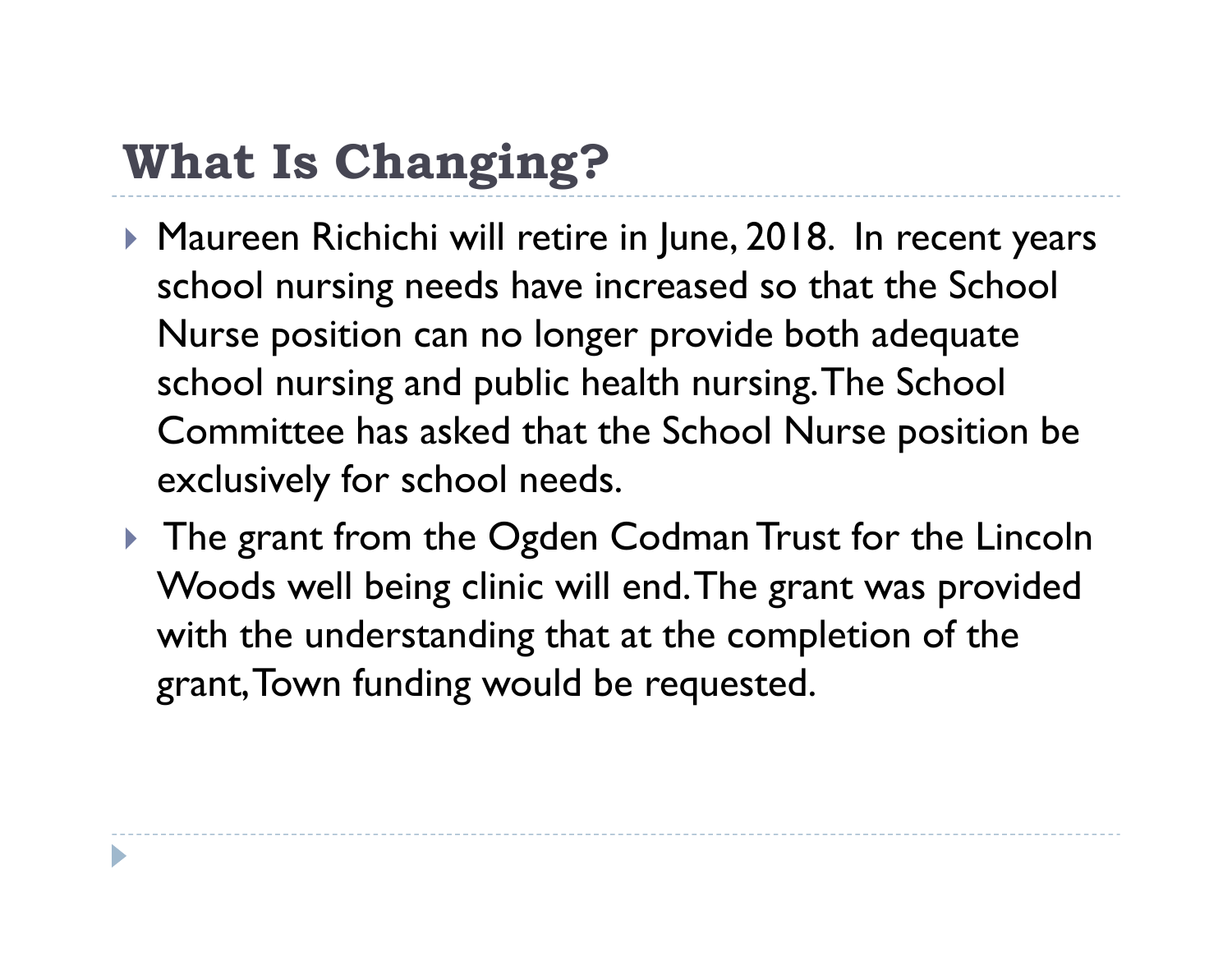## What Is Changing?

- Maureen Richichi will retire in June, 2018. In recent years school nursing needs have increased so that the School Nurse position can no longer provide both adequate school nursing and public health nursing. The School Committee has asked that the School Nurse position be exclusively for school needs.
- The grant from the Ogden Codman Trust for the Lincoln Woods well being clinic will end. The grant was provided with the understanding that at the completion of the grant, Town funding would be requested.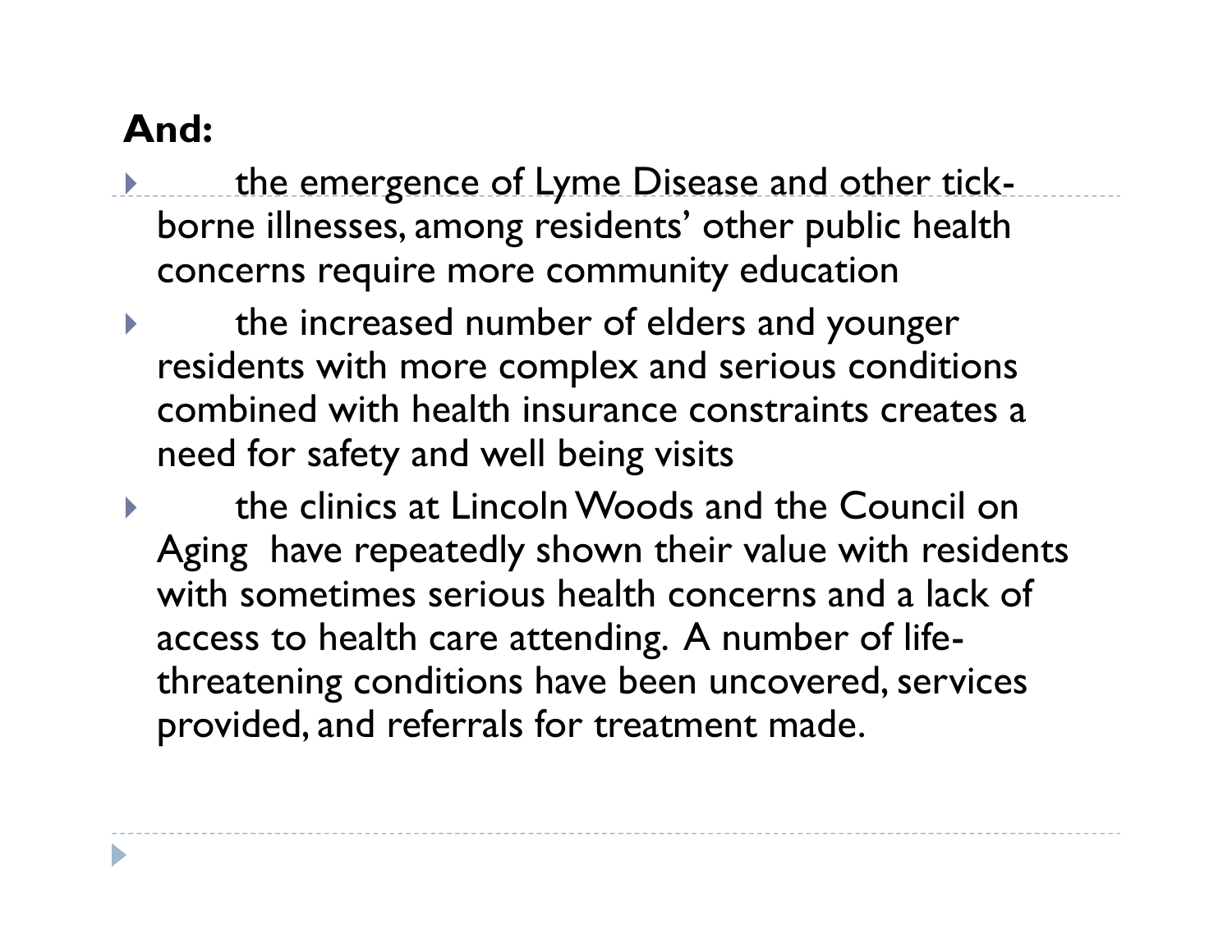**And:**

- the emergence of Lyme Disease and other tick-borne illnesses, among residents' other public health concerns require more community education
- the increased number of elders and younger residents with more complex and serious conditions combined with health insurance constraints creates a need for safety and well being visits
- the clinics at Lincoln Woods and the Council on Aging have repeatedly shown their value with residents with sometimes serious health concerns and a lack of access to health care attending. A number of life-threatening conditions have been uncovered, services provided, and referrals for treatment made.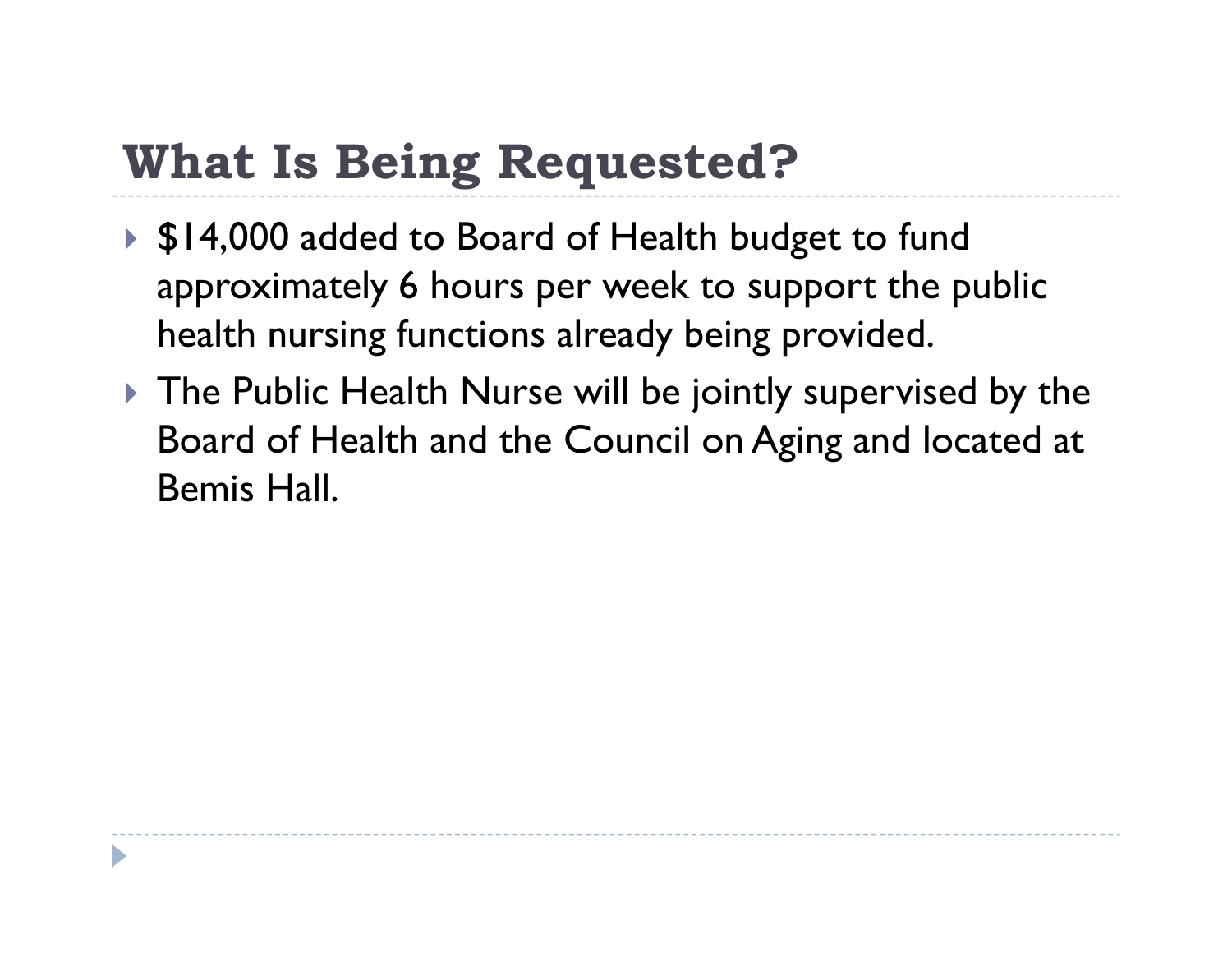# What Is Being Requested?

- $14,000 added to Board of Health budget to fund approximately 6 hours per week to support the public health nursing functions already being provided.
- The Public Health Nurse will be jointly supervised by the Board of Health and the Council on Aging and located at Bemis Hall.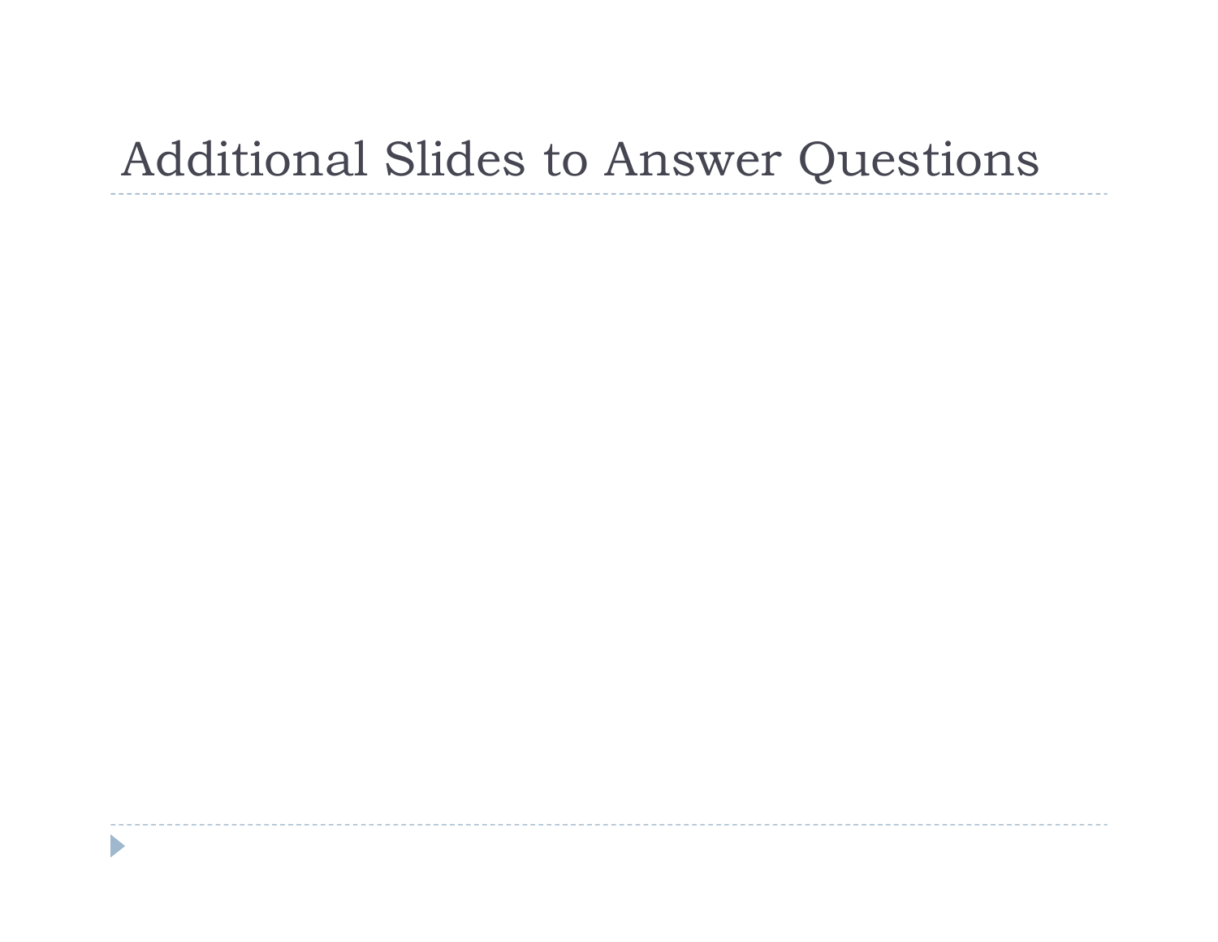# Additional Slides to Answer Questions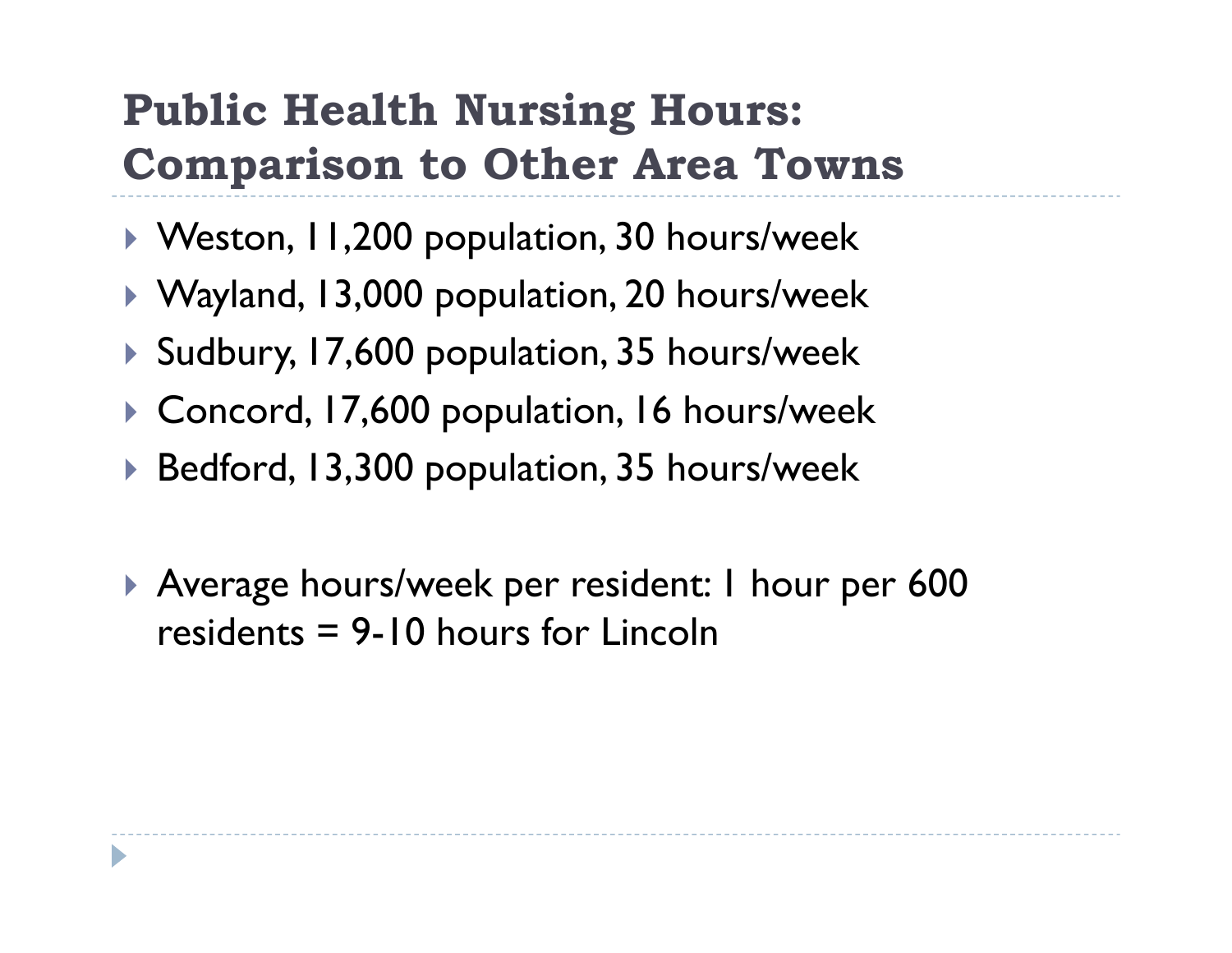# Public Health Nursing Hours: Comparison to Other Area Towns

- Weston, 11,200 population, 30 hours/week
- Wayland, 13,000 population, 20 hours/week
- Sudbury, 17,600 population, 35 hours/week
- Concord, 17,600 population, 16 hours/week
- Bedford, 13,300 population, 35 hours/week

- Average hours/week per resident: 1 hour per 600 residents = 9-10 hours for Lincoln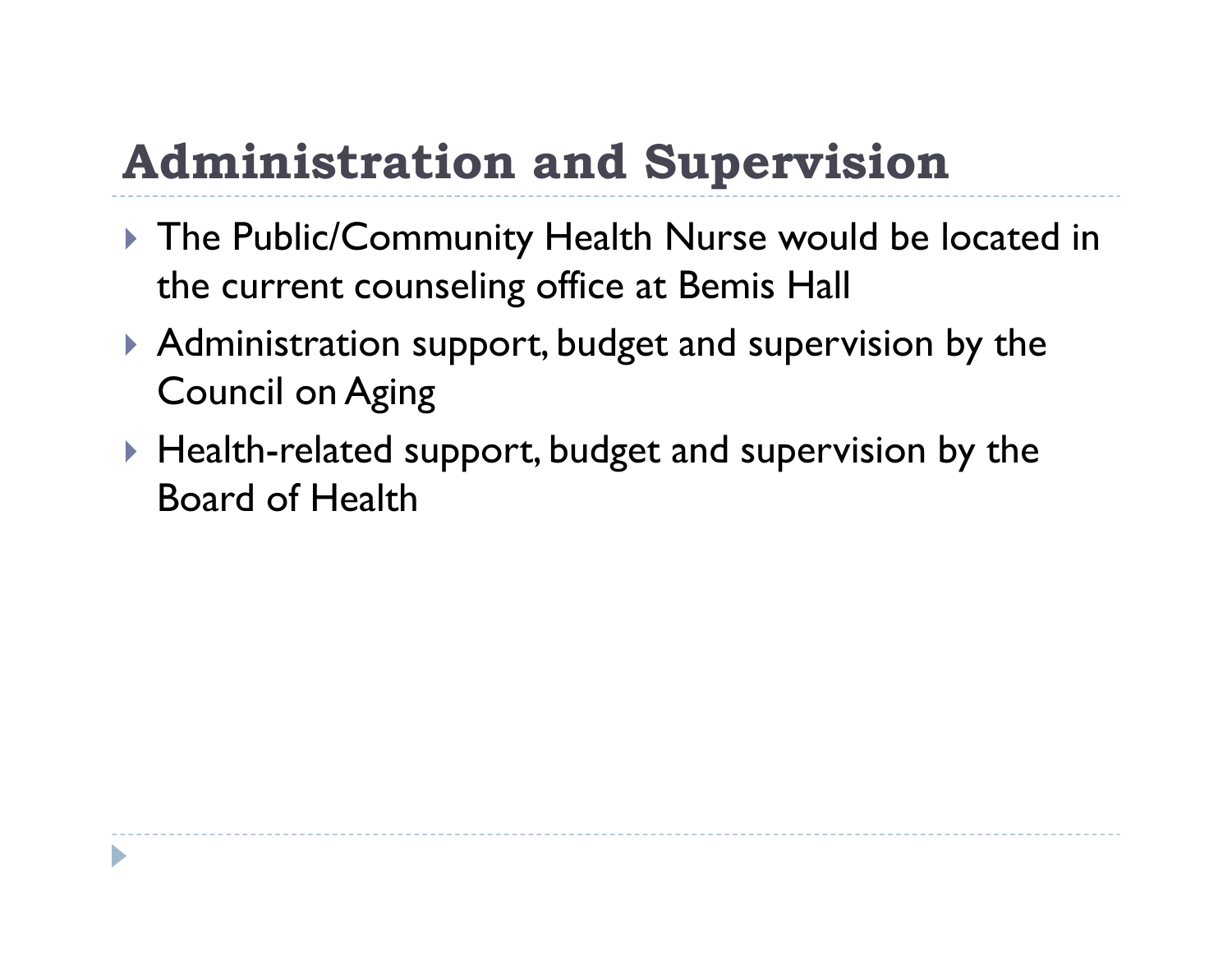## Administration and Supervision

- The Public/Community Health Nurse would be located in the current counseling office at Bemis Hall
- Administration support, budget and supervision by the Council on Aging
- Health-related support, budget and supervision by the Board of Health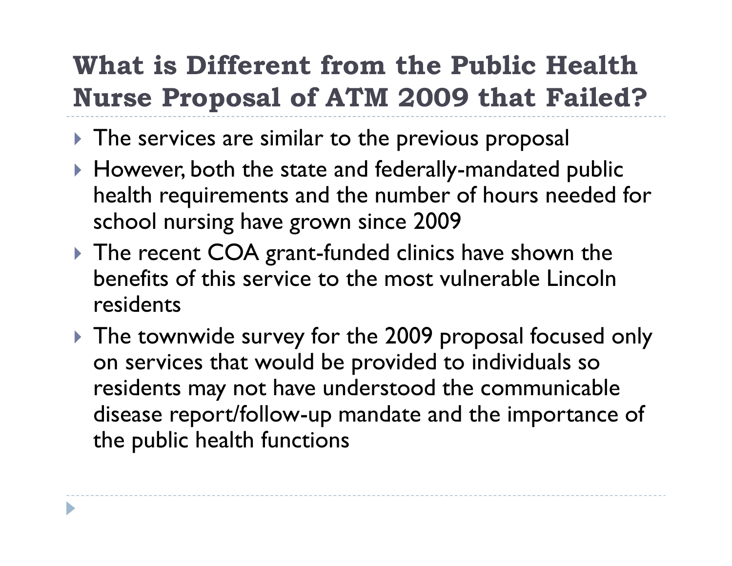# What is Different from the Public Health Nurse Proposal of ATM 2009 that Failed?

- The services are similar to the previous proposal
- However, both the state and federally-mandated public health requirements and the number of hours needed for school nursing have grown since 2009
- The recent COA grant-funded clinics have shown the benefits of this service to the most vulnerable Lincoln residents
- The townwide survey for the 2009 proposal focused only on services that would be provided to individuals so residents may not have understood the communicable disease report/follow-up mandate and the importance of the public health functions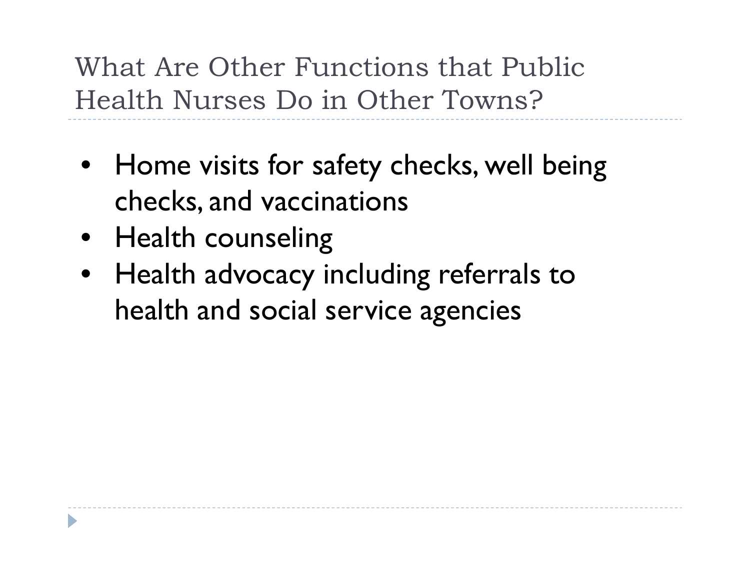# What Are Other Functions that Public Health Nurses Do in Other Towns?

- Home visits for safety checks, well being checks, and vaccinations
- Health counseling
- Health advocacy including referrals to health and social service agencies